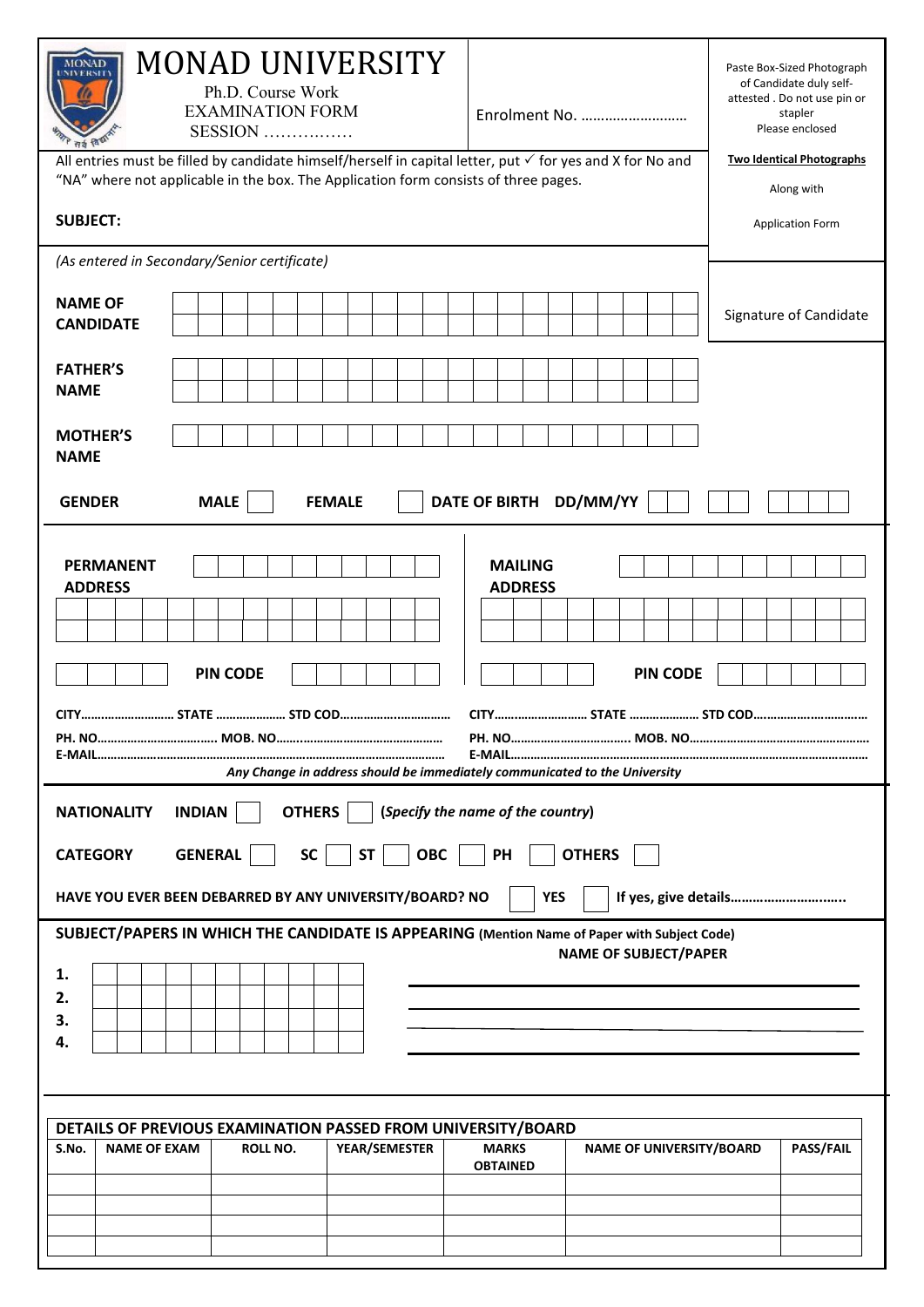# MONAD UNIVERSITY

Ph.D. Course Work
EXAMINATION FORM
SESSION …………….

Enrolment No. ………………………

Paste Box-Sized Photograph of Candidate duly self-attested . Do not use pin or stapler
Please enclosed

**Two Identical Photographs**

Along with

Application Form

All entries must be filled by candidate himself/herself in capital letter, put ✓ for yes and X for No and "NA" where not applicable in the box. The Application form consists of three pages.

**SUBJECT:**

*(As entered in Secondary/Senior certificate)*

**NAME OF CANDIDATE**

Signature of Candidate

**FATHER'S NAME**

**MOTHER'S NAME**

**GENDER** **MALE** ☐ **FEMALE** ☐ **DATE OF BIRTH DD/MM/YY** ☐☐ ☐☐ ☐☐☐☐

**PERMANENT ADDRESS**

**PIN CODE**

CITY……………………… STATE ………………… STD COD……………………………

PH. NO……………………………… MOB. NO……………………………………………

E-MAIL……………………………………………………………………………………

**MAILING ADDRESS**

**PIN CODE**

CITY……………………… STATE ………………… STD COD……………………………

PH. NO……………………………… MOB. NO……………………………………………

E-MAIL……………………………………………………………………………………

*Any Change in address should be immediately communicated to the University*

**NATIONALITY** **INDIAN** ☐ **OTHERS** ☐ **(*Specify the name of the country*)**

**CATEGORY** **GENERAL** ☐ **SC** ☐ **ST** ☐ **OBC** ☐ **PH** ☐ **OTHERS** ☐

**HAVE YOU EVER BEEN DEBARRED BY ANY UNIVERSITY/BOARD? NO** ☐ **YES** ☐ **If yes, give details………………………..**

**SUBJECT/PAPERS IN WHICH THE CANDIDATE IS APPEARING (Mention Name of Paper with Subject Code)**

**NAME OF SUBJECT/PAPER**

1. 
2. 
3. 
4. 

**DETAILS OF PREVIOUS EXAMINATION PASSED FROM UNIVERSITY/BOARD**

| S.No. | NAME OF EXAM | ROLL NO. | YEAR/SEMESTER | MARKS OBTAINED | NAME OF UNIVERSITY/BOARD | PASS/FAIL |
|---|---|---|---|---|---|---|
| | | | | | | |
| | | | | | | |
| | | | | | | |
| | | | | | | |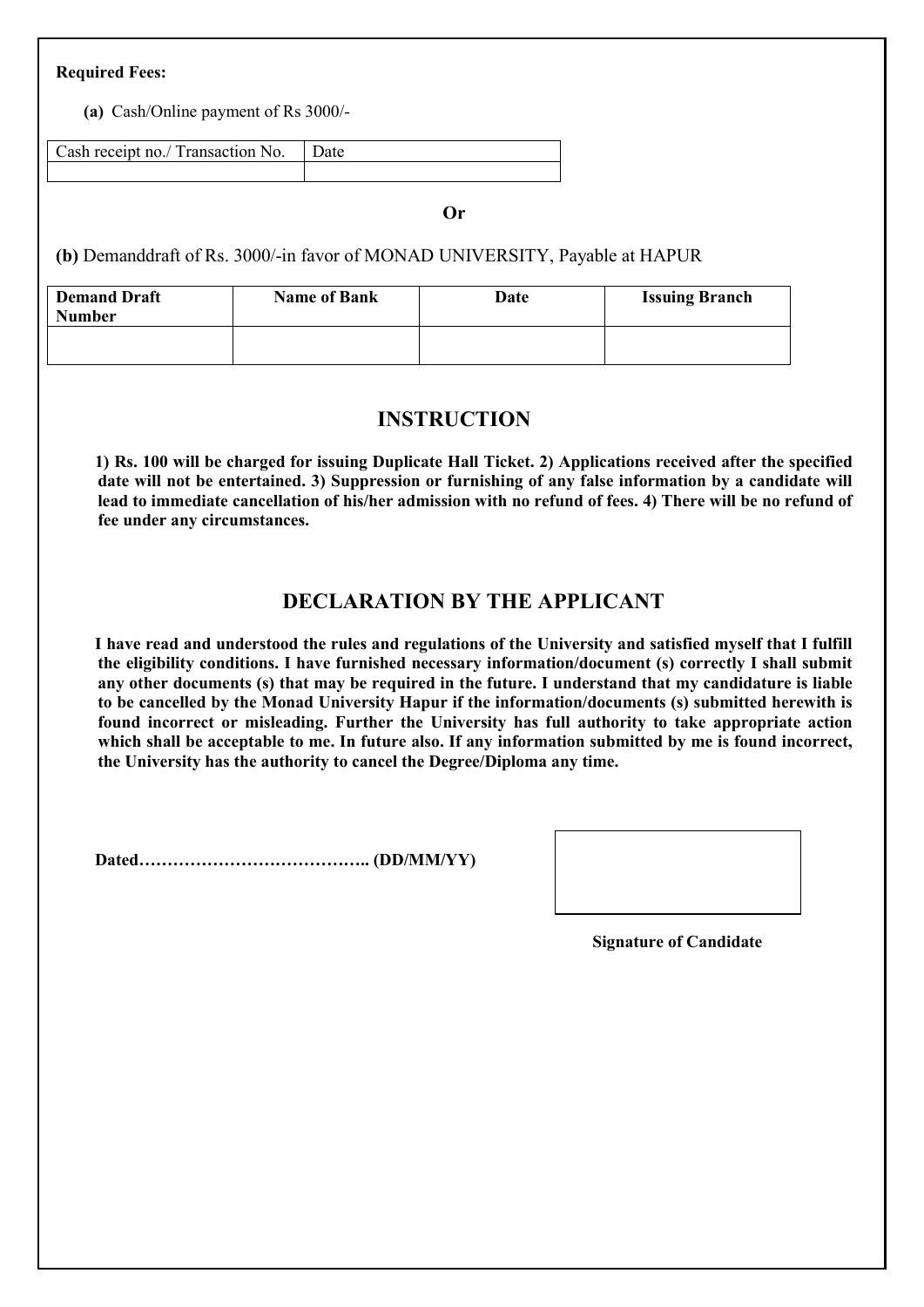**Required Fees:**

**(a)** Cash/Online payment of Rs 3000/-

| Cash receipt no./ Transaction No. | Date |
| --- | --- |
| | |

**Or**

**(b)** Demanddraft of Rs. 3000/-in favor of MONAD UNIVERSITY, Payable at HAPUR

| **Demand Draft Number** | **Name of Bank** | **Date** | **Issuing Branch** |
| --- | --- | --- | --- |
| | | | |

## INSTRUCTION

**1) Rs. 100 will be charged for issuing Duplicate Hall Ticket. 2) Applications received after the specified date will not be entertained. 3) Suppression or furnishing of any false information by a candidate will lead to immediate cancellation of his/her admission with no refund of fees. 4) There will be no refund of fee under any circumstances.**

## DECLARATION BY THE APPLICANT

**I have read and understood the rules and regulations of the University and satisfied myself that I fulfill the eligibility conditions. I have furnished necessary information/document (s) correctly I shall submit any other documents (s) that may be required in the future. I understand that my candidature is liable to be cancelled by the Monad University Hapur if the information/documents (s) submitted herewith is found incorrect or misleading. Further the University has full authority to take appropriate action which shall be acceptable to me. In future also. If any information submitted by me is found incorrect, the University has the authority to cancel the Degree/Diploma any time.**

**Dated………………………………….. (DD/MM/YY)**

**Signature of Candidate**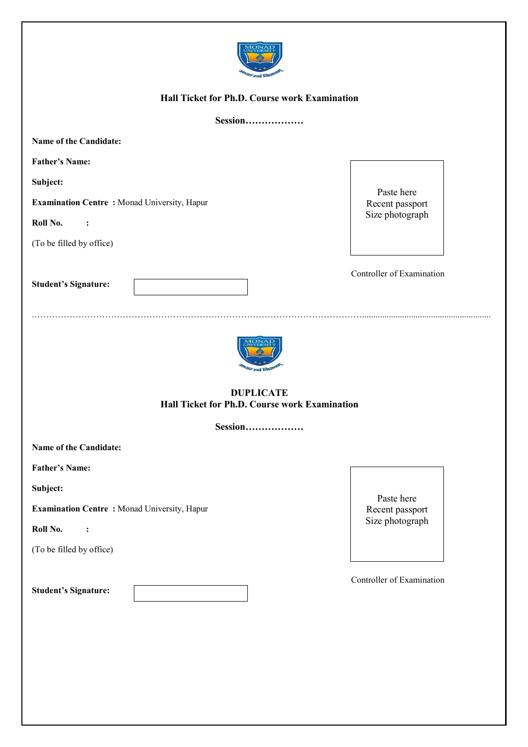**Hall Ticket for Ph.D. Course work Examination**

**Session………………**

**Name of the Candidate:**

**Father's Name:**

**Subject:**

**Examination Centre :** Monad University, Hapur

**Roll No. :**

(To be filled by office)

Paste here
Recent passport
Size photograph

Controller of Examination

**Student's Signature:**

………………………………………………………………………………………………………………………………………………

**DUPLICATE**
**Hall Ticket for Ph.D. Course work Examination**

**Session………………**

**Name of the Candidate:**

**Father's Name:**

**Subject:**

**Examination Centre :** Monad University, Hapur

**Roll No. :**

(To be filled by office)

Paste here
Recent passport
Size photograph

Controller of Examination

**Student's Signature:**